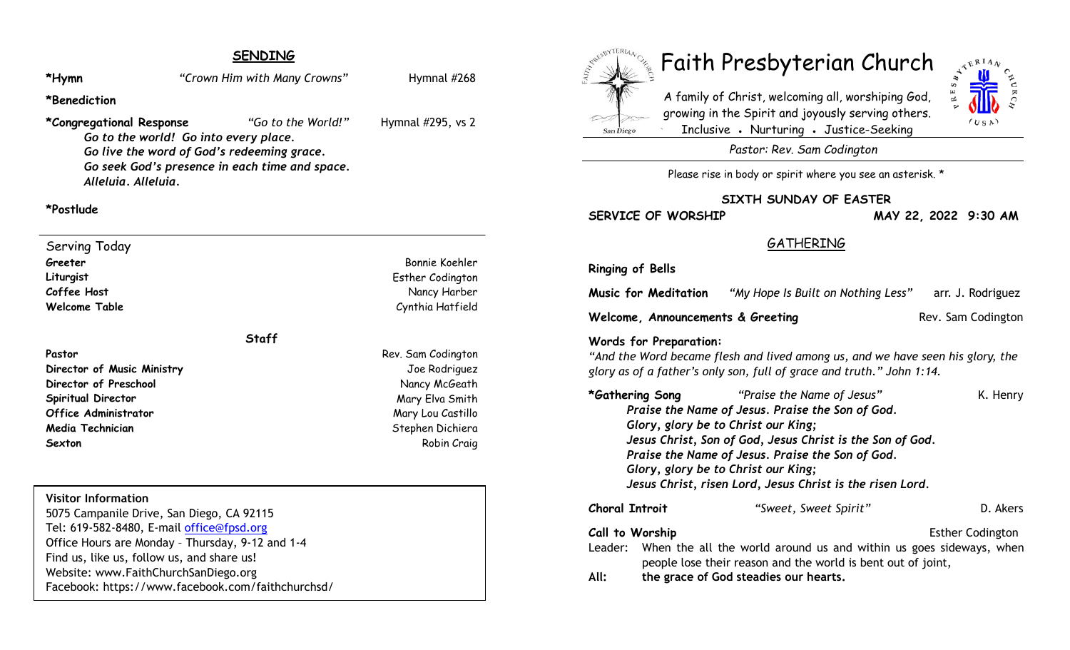## SENDING

**\*Hymn** *"Crown Him with Many Crowns"* Hymnal #268

**\*Benediction**

**\*Congregational Response** *"Go to the World!"* Hymnal #295, vs 2

*Go to the world! Go into every place.*
*Go live the word of God's redeeming grace.*
*Go seek God's presence in each time and space.*
*Alleluia. Alleluia.*

**\*Postlude**

---

Serving Today

| | |
|---|---|
| **Greeter** | Bonnie Koehler |
| **Liturgist** | Esther Codington |
| **Coffee Host** | Nancy Harber |
| **Welcome Table** | Cynthia Hatfield |

**Staff**

| | |
|---|---|
| **Pastor** | Rev. Sam Codington |
| **Director of Music Ministry** | Joe Rodriguez |
| **Director of Preschool** | Nancy McGeath |
| **Spiritual Director** | Mary Elva Smith |
| **Office Administrator** | Mary Lou Castillo |
| **Media Technician** | Stephen Dichiera |
| **Sexton** | Robin Craig |

**Visitor Information**
5075 Campanile Drive, San Diego, CA 92115
Tel: 619-582-8480, E-mail office@fpsd.org
Office Hours are Monday – Thursday, 9-12 and 1-4
Find us, like us, follow us, and share us!
Website: www.FaithChurchSanDiego.org
Facebook: https://www.facebook.com/faithchurchsd/

# Faith Presbyterian Church

A family of Christ, welcoming all, worshiping God, growing in the Spirit and joyously serving others.
Inclusive • Nurturing • Justice-Seeking

*Pastor: Rev. Sam Codington*

Please rise in body or spirit where you see an asterisk. *

**SIXTH SUNDAY OF EASTER**

**SERVICE OF WORSHIP** **MAY 22, 2022 9:30 AM**

## GATHERING

**Ringing of Bells**

**Music for Meditation** *"My Hope Is Built on Nothing Less"* arr. J. Rodriguez

**Welcome, Announcements & Greeting** Rev. Sam Codington

**Words for Preparation:**
*"And the Word became flesh and lived among us, and we have seen his glory, the glory as of a father's only son, full of grace and truth." John 1:14.*

**\*Gathering Song** *"Praise the Name of Jesus"* K. Henry

*Praise the Name of Jesus. Praise the Son of God.*
*Glory, glory be to Christ our King;*
*Jesus Christ, Son of God, Jesus Christ is the Son of God.*
*Praise the Name of Jesus. Praise the Son of God.*
*Glory, glory be to Christ our King;*
*Jesus Christ, risen Lord, Jesus Christ is the risen Lord.*

**Choral Introit** *"Sweet, Sweet Spirit"* D. Akers

**Call to Worship** Esther Codington

Leader: When the all the world around us and within us goes sideways, when people lose their reason and the world is bent out of joint,

**All: the grace of God steadies our hearts.**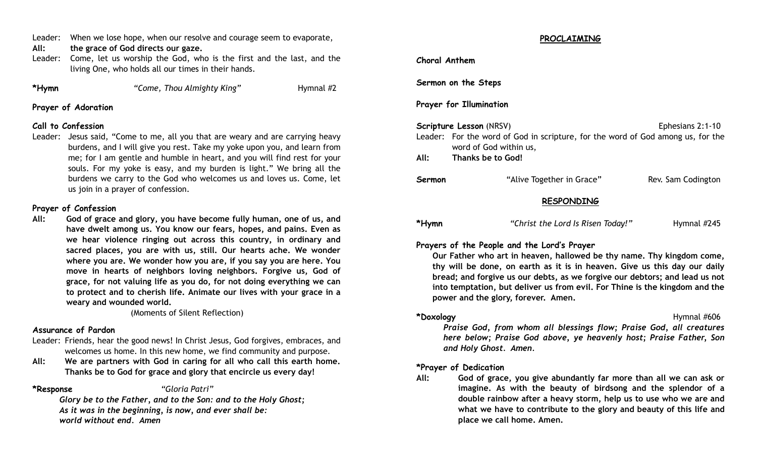Leader: When we lose hope, when our resolve and courage seem to evaporate,

**All: the grace of God directs our gaze.**

Leader: Come, let us worship the God, who is the first and the last, and the living One, who holds all our times in their hands.

**\*Hymn** *"Come, Thou Almighty King"* Hymnal #2

**Prayer of Adoration**

**Call to Confession**

Leader: Jesus said, "Come to me, all you that are weary and are carrying heavy burdens, and I will give you rest. Take my yoke upon you, and learn from me; for I am gentle and humble in heart, and you will find rest for your souls. For my yoke is easy, and my burden is light." We bring all the burdens we carry to the God who welcomes us and loves us. Come, let us join in a prayer of confession.

**Prayer of Confession**

**All: God of grace and glory, you have become fully human, one of us, and have dwelt among us. You know our fears, hopes, and pains. Even as we hear violence ringing out across this country, in ordinary and sacred places, you are with us, still. Our hearts ache. We wonder where you are. We wonder how you are, if you say you are here. You move in hearts of neighbors loving neighbors. Forgive us, God of grace, for not valuing life as you do, for not doing everything we can to protect and to cherish life. Animate our lives with your grace in a weary and wounded world.**

(Moments of Silent Reflection)

**Assurance of Pardon**

Leader: Friends, hear the good news! In Christ Jesus, God forgives, embraces, and welcomes us home. In this new home, we find community and purpose.

**All: We are partners with God in caring for all who call this earth home. Thanks be to God for grace and glory that encircle us every day!**

**\*Response** *"Gloria Patri"*

***Glory be to the Father, and to the Son: and to the Holy Ghost;***
***As it was in the beginning, is now, and ever shall be:***
***world without end. Amen***

## PROCLAIMING

**Choral Anthem**

**Sermon on the Steps**

**Prayer for Illumination**

**Scripture Lesson** (NRSV) Ephesians 2:1-10

Leader: For the word of God in scripture, for the word of God among us, for the word of God within us,

**All: Thanks be to God!**

**Sermon** "Alive Together in Grace" Rev. Sam Codington

## RESPONDING

**\*Hymn** *"Christ the Lord Is Risen Today!"* Hymnal #245

**Prayers of the People and the Lord's Prayer**

**Our Father who art in heaven, hallowed be thy name. Thy kingdom come, thy will be done, on earth as it is in heaven. Give us this day our daily bread; and forgive us our debts, as we forgive our debtors; and lead us not into temptation, but deliver us from evil. For Thine is the kingdom and the power and the glory, forever. Amen.**

**\*Doxology** Hymnal #606

***Praise God, from whom all blessings flow; Praise God, all creatures here below; Praise God above, ye heavenly host; Praise Father, Son and Holy Ghost. Amen.***

**\*Prayer of Dedication**

**All: God of grace, you give abundantly far more than all we can ask or imagine. As with the beauty of birdsong and the splendor of a double rainbow after a heavy storm, help us to use who we are and what we have to contribute to the glory and beauty of this life and place we call home. Amen.**